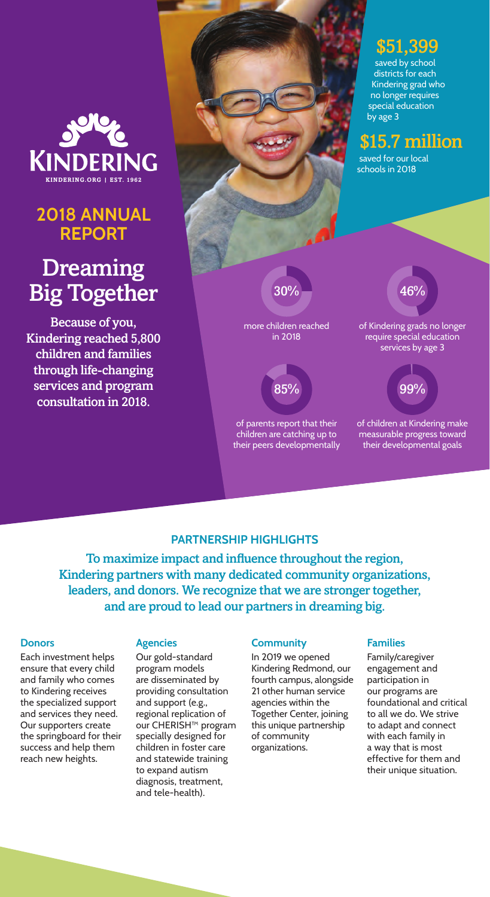KINDERING

KINDERING.ORG | EST. 1962

## 2018 ANNUAL REPORT

# Dreaming Big Together

**Because of you, Kindering reached 5,800 children and families through life-changing services and program consultation in 2018.**

**$51,399** saved by school districts for each Kindering grad who no longer requires special education by age 3

**$15.7 million** saved for our local schools in 2018

**30%** more children reached in 2018

**46%** of Kindering grads no longer require special education services by age 3

**85%** of parents report that their children are catching up to their peers developmentally

**99%** of children at Kindering make measurable progress toward their developmental goals

## PARTNERSHIP HIGHLIGHTS

**To maximize impact and influence throughout the region, Kindering partners with many dedicated community organizations, leaders, and donors. We recognize that we are stronger together, and are proud to lead our partners in dreaming big.**

### Donors

Each investment helps ensure that every child and family who comes to Kindering receives the specialized support and services they need. Our supporters create the springboard for their success and help them reach new heights.

### Agencies

Our gold-standard program models are disseminated by providing consultation and support (e.g., regional replication of our CHERISH™ program specially designed for children in foster care and statewide training to expand autism diagnosis, treatment, and tele-health).

### Community

In 2019 we opened Kindering Redmond, our fourth campus, alongside 21 other human service agencies within the Together Center, joining this unique partnership of community organizations.

### Families

Family/caregiver engagement and participation in our programs are foundational and critical to all we do. We strive to adapt and connect with each family in a way that is most effective for them and their unique situation.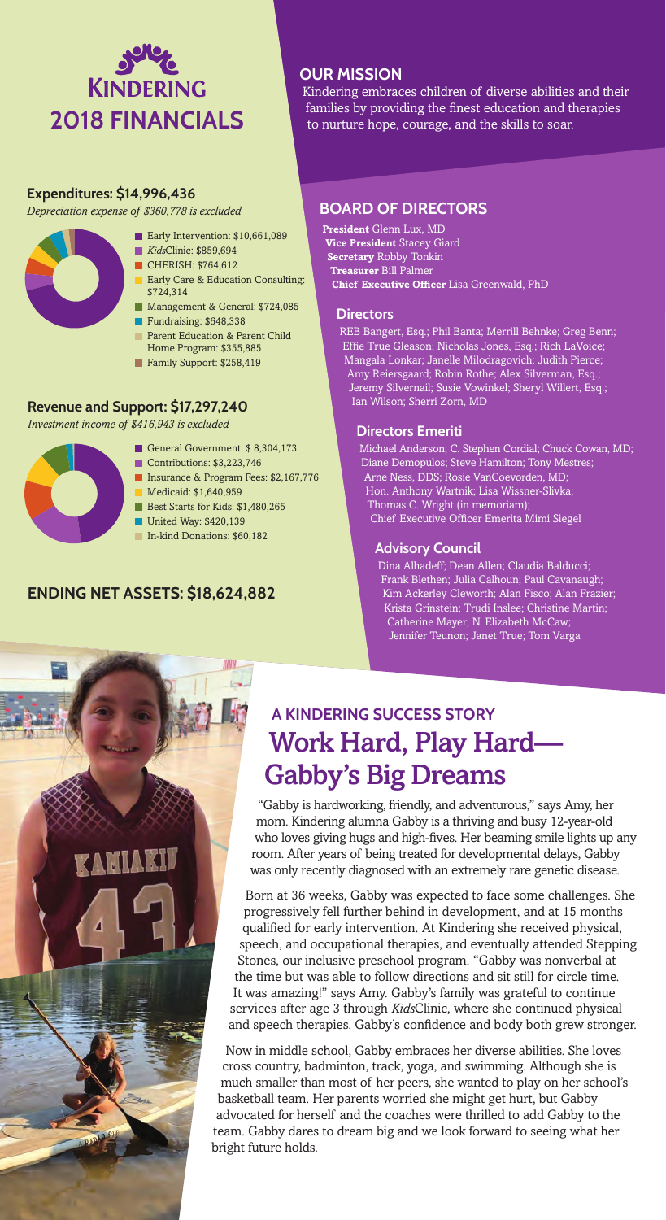# KINDERING 2018 FINANCIALS

## Expenditures: $14,996,436

*Depreciation expense of $360,778 is excluded*

- Early Intervention: $10,661,089
- *Kids*Clinic: $859,694
- CHERISH: $764,612
- Early Care & Education Consulting: $724,314
- Management & General: $724,085
- Fundraising: $648,338
- Parent Education & Parent Child Home Program: $355,885
- Family Support: $258,419

## Revenue and Support: $17,297,240

*Investment income of $416,943 is excluded*

- General Government: $ 8,304,173
- Contributions: $3,223,746
- Insurance & Program Fees: $2,167,776
- Medicaid: $1,640,959
- Best Starts for Kids: $1,480,265
- United Way: $420,139
- In-kind Donations: $60,182

## ENDING NET ASSETS: $18,624,882

## OUR MISSION

Kindering embraces children of diverse abilities and their families by providing the finest education and therapies to nurture hope, courage, and the skills to soar.

## BOARD OF DIRECTORS

**President** Glenn Lux, MD
**Vice President** Stacey Giard
**Secretary** Robby Tonkin
**Treasurer** Bill Palmer
**Chief Executive Officer** Lisa Greenwald, PhD

### Directors

REB Bangert, Esq.; Phil Banta; Merrill Behnke; Greg Benn; Effie True Gleason; Nicholas Jones, Esq.; Rich LaVoice; Mangala Lonkar; Janelle Milodragovich; Judith Pierce; Amy Reiersgaard; Robin Rothe; Alex Silverman, Esq.; Jeremy Silvernail; Susie Vowinkel; Sheryl Willert, Esq.; Ian Wilson; Sherri Zorn, MD

### Directors Emeriti

Michael Anderson; C. Stephen Cordial; Chuck Cowan, MD; Diane Demopulos; Steve Hamilton; Tony Mestres; Arne Ness, DDS; Rosie VanCoevorden, MD; Hon. Anthony Wartnik; Lisa Wissner-Slivka; Thomas C. Wright (in memoriam); Chief Executive Officer Emerita Mimi Siegel

### Advisory Council

Dina Alhadeff; Dean Allen; Claudia Balducci; Frank Blethen; Julia Calhoun; Paul Cavanaugh; Kim Ackerley Cleworth; Alan Fisco; Alan Frazier; Krista Grinstein; Trudi Inslee; Christine Martin; Catherine Mayer; N. Elizabeth McCaw; Jennifer Teunon; Janet True; Tom Varga

## A KINDERING SUCCESS STORY

# Work Hard, Play Hard— Gabby's Big Dreams

"Gabby is hardworking, friendly, and adventurous," says Amy, her mom. Kindering alumna Gabby is a thriving and busy 12-year-old who loves giving hugs and high-fives. Her beaming smile lights up any room. After years of being treated for developmental delays, Gabby was only recently diagnosed with an extremely rare genetic disease.

Born at 36 weeks, Gabby was expected to face some challenges. She progressively fell further behind in development, and at 15 months qualified for early intervention. At Kindering she received physical, speech, and occupational therapies, and eventually attended Stepping Stones, our inclusive preschool program. "Gabby was nonverbal at the time but was able to follow directions and sit still for circle time. It was amazing!" says Amy. Gabby's family was grateful to continue services after age 3 through *Kids*Clinic, where she continued physical and speech therapies. Gabby's confidence and body both grew stronger.

Now in middle school, Gabby embraces her diverse abilities. She loves cross country, badminton, track, yoga, and swimming. Although she is much smaller than most of her peers, she wanted to play on her school's basketball team. Her parents worried she might get hurt, but Gabby advocated for herself and the coaches were thrilled to add Gabby to the team. Gabby dares to dream big and we look forward to seeing what her bright future holds.